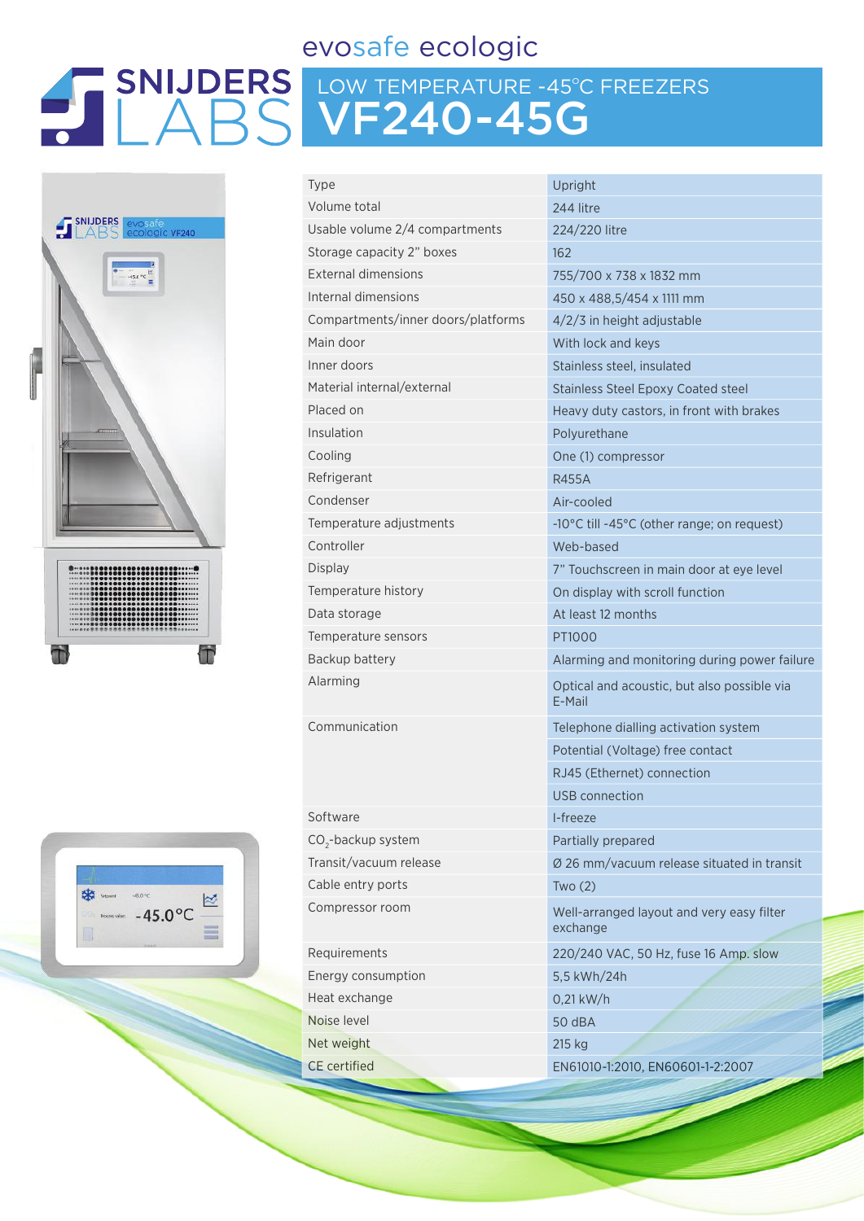# evosafe ecologic

## SNIJDERS LABS

## LOW TEMPERATURE -45°C FREEZERS

# VF240-45G

| | |
|---|---|
| Type | Upright |
| Volume total | 244 litre |
| Usable volume 2/4 compartments | 224/220 litre |
| Storage capacity 2" boxes | 162 |
| External dimensions | 755/700 x 738 x 1832 mm |
| Internal dimensions | 450 x 488,5/454 x 1111 mm |
| Compartments/inner doors/platforms | 4/2/3 in height adjustable |
| Main door | With lock and keys |
| Inner doors | Stainless steel, insulated |
| Material internal/external | Stainless Steel Epoxy Coated steel |
| Placed on | Heavy duty castors, in front with brakes |
| Insulation | Polyurethane |
| Cooling | One (1) compressor |
| Refrigerant | R455A |
| Condenser | Air-cooled |
| Temperature adjustments | -10°C till -45°C (other range; on request) |
| Controller | Web-based |
| Display | 7" Touchscreen in main door at eye level |
| Temperature history | On display with scroll function |
| Data storage | At least 12 months |
| Temperature sensors | PT1000 |
| Backup battery | Alarming and monitoring during power failure |
| Alarming | Optical and acoustic, but also possible via E-Mail |
| Communication | Telephone dialling activation system |
| | Potential (Voltage) free contact |
| | RJ45 (Ethernet) connection |
| | USB connection |
| Software | I-freeze |
| $CO_2$-backup system | Partially prepared |
| Transit/vacuum release | Ø 26 mm/vacuum release situated in transit |
| Cable entry ports | Two (2) |
| Compressor room | Well-arranged layout and very easy filter exchange |
| Requirements | 220/240 VAC, 50 Hz, fuse 16 Amp. slow |
| Energy consumption | 5,5 kWh/24h |
| Heat exchange | 0,21 kW/h |
| Noise level | 50 dBA |
| Net weight | 215 kg |
| CE certified | EN61010-1:2010, EN60601-1-2:2007 |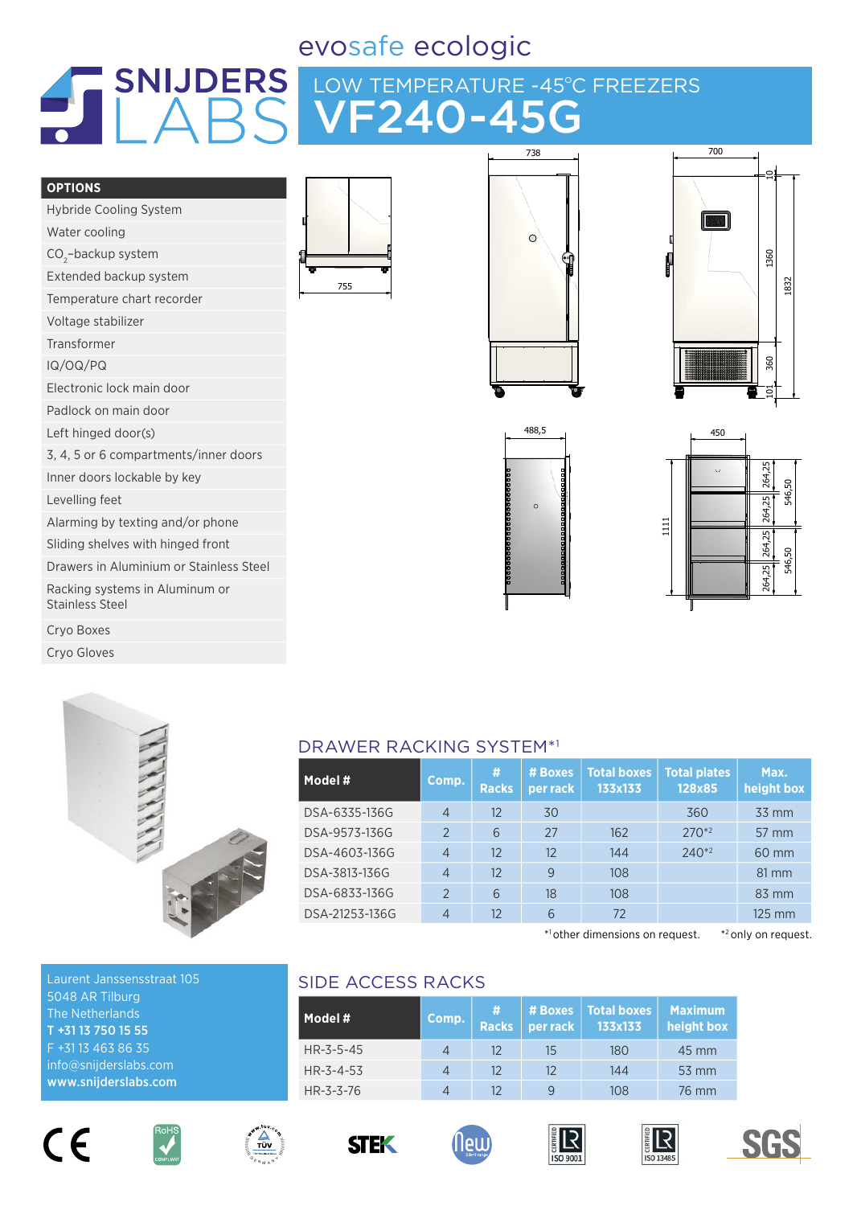# evosafe ecologic

## SNIJDERS LABS

## LOW TEMPERATURE -45°C FREEZERS VF240-45G

### OPTIONS

- Hybride Cooling System
- Water cooling
- $CO_2$-backup system
- Extended backup system
- Temperature chart recorder
- Voltage stabilizer
- Transformer
- IQ/OQ/PQ
- Electronic lock main door
- Padlock on main door
- Left hinged door(s)
- 3, 4, 5 or 6 compartments/inner doors
- Inner doors lockable by key
- Levelling feet
- Alarming by texting and/or phone
- Sliding shelves with hinged front
- Drawers in Aluminium or Stainless Steel
- Racking systems in Aluminum or Stainless Steel
- Cryo Boxes
- Cryo Gloves

755

738

700

10

1360

1832

360

101

488,5

450

1111

264,25

264,25

264,25

264,25

546,50

546,50

## DRAWER RACKING SYSTEM*[1]

| Model # | Comp. | # Racks | # Boxes per rack | Total boxes 133x133 | Total plates 128x85 | Max. height box |
|---|---|---|---|---|---|---|
| DSA-6335-136G | 4 | 12 | 30 | | 360 | 33 mm |
| DSA-9573-136G | 2 | 6 | 27 | 162 | 270*[2] | 57 mm |
| DSA-4603-136G | 4 | 12 | 12 | 144 | 240*[2] | 60 mm |
| DSA-3813-136G | 4 | 12 | 9 | 108 | | 81 mm |
| DSA-6833-136G | 2 | 6 | 18 | 108 | | 83 mm |
| DSA-21253-136G | 4 | 12 | 6 | 72 | | 125 mm |

*[1] other dimensions on request. *[2] only on request.

Laurent Janssensstraat 105
5048 AR Tilburg
The Netherlands
**T +31 13 750 15 55**
F +31 13 463 86 35
info@snijderslabs.com
**www.snijderslabs.com**

## SIDE ACCESS RACKS

| Model # | Comp. | # Racks | # Boxes per rack | Total boxes 133x133 | Maximum height box |
|---|---|---|---|---|---|
| HR-3-5-45 | 4 | 12 | 15 | 180 | 45 mm |
| HR-3-4-53 | 4 | 12 | 12 | 144 | 53 mm |
| HR-3-3-76 | 4 | 12 | 9 | 108 | 76 mm |